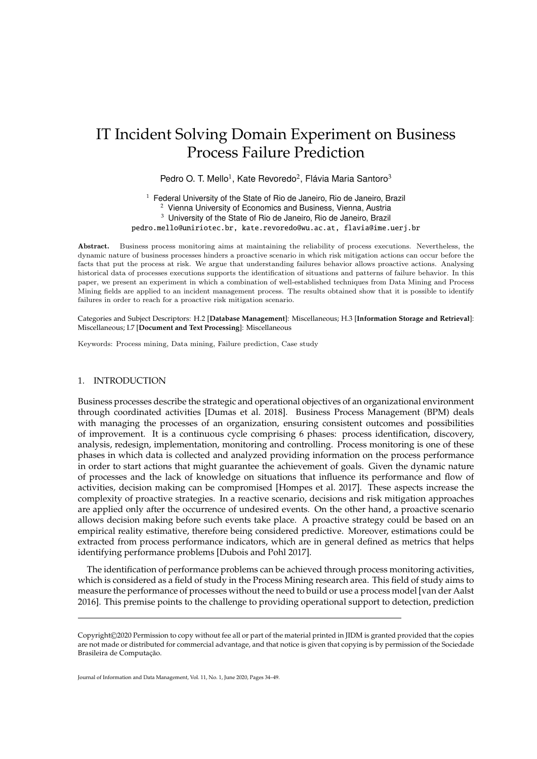# IT Incident Solving Domain Experiment on Business Process Failure Prediction

Pedro O. T. Mello[1], Kate Revoredo[2], Flávia Maria Santoro[3]

[1] Federal University of the State of Rio de Janeiro, Rio de Janeiro, Brazil
[2] Vienna University of Economics and Business, Vienna, Austria
[3] University of the State of Rio de Janeiro, Rio de Janeiro, Brazil
pedro.mello@uniriotec.br, kate.revoredo@wu.ac.at, flavia@ime.uerj.br

**Abstract.** Business process monitoring aims at maintaining the reliability of process executions. Nevertheless, the dynamic nature of business processes hinders a proactive scenario in which risk mitigation actions can occur before the facts that put the process at risk. We argue that understanding failures behavior allows proactive actions. Analysing historical data of processes executions supports the identification of situations and patterns of failure behavior. In this paper, we present an experiment in which a combination of well-established techniques from Data Mining and Process Mining fields are applied to an incident management process. The results obtained show that it is possible to identify failures in order to reach for a proactive risk mitigation scenario.

Categories and Subject Descriptors: H.2 [**Database Management**]: Miscellaneous; H.3 [**Information Storage and Retrieval**]: Miscellaneous; I.7 [**Document and Text Processing**]: Miscellaneous

Keywords: Process mining, Data mining, Failure prediction, Case study

## 1. INTRODUCTION

Business processes describe the strategic and operational objectives of an organizational environment through coordinated activities [Dumas et al. 2018]. Business Process Management (BPM) deals with managing the processes of an organization, ensuring consistent outcomes and possibilities of improvement. It is a continuous cycle comprising 6 phases: process identification, discovery, analysis, redesign, implementation, monitoring and controlling. Process monitoring is one of these phases in which data is collected and analyzed providing information on the process performance in order to start actions that might guarantee the achievement of goals. Given the dynamic nature of processes and the lack of knowledge on situations that influence its performance and flow of activities, decision making can be compromised [Hompes et al. 2017]. These aspects increase the complexity of proactive strategies. In a reactive scenario, decisions and risk mitigation approaches are applied only after the occurrence of undesired events. On the other hand, a proactive scenario allows decision making before such events take place. A proactive strategy could be based on an empirical reality estimative, therefore being considered predictive. Moreover, estimations could be extracted from process performance indicators, which are in general defined as metrics that helps identifying performance problems [Dubois and Pohl 2017].

The identification of performance problems can be achieved through process monitoring activities, which is considered as a field of study in the Process Mining research area. This field of study aims to measure the performance of processes without the need to build or use a process model [van der Aalst 2016]. This premise points to the challenge to providing operational support to detection, prediction

Copyright©2020 Permission to copy without fee all or part of the material printed in JIDM is granted provided that the copies are not made or distributed for commercial advantage, and that notice is given that copying is by permission of the Sociedade Brasileira de Computação.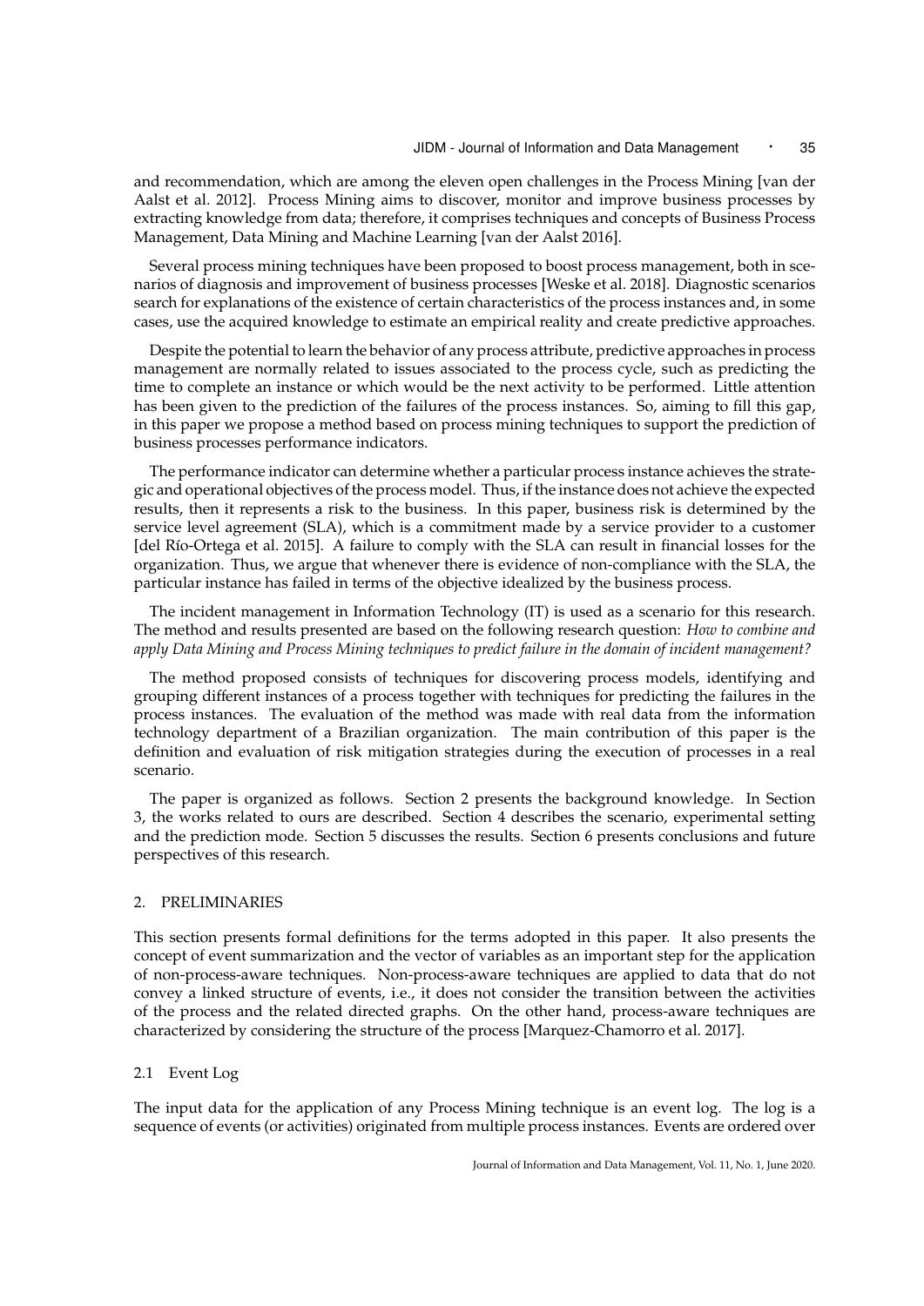and recommendation, which are among the eleven open challenges in the Process Mining [van der Aalst et al. 2012]. Process Mining aims to discover, monitor and improve business processes by extracting knowledge from data; therefore, it comprises techniques and concepts of Business Process Management, Data Mining and Machine Learning [van der Aalst 2016].

Several process mining techniques have been proposed to boost process management, both in scenarios of diagnosis and improvement of business processes [Weske et al. 2018]. Diagnostic scenarios search for explanations of the existence of certain characteristics of the process instances and, in some cases, use the acquired knowledge to estimate an empirical reality and create predictive approaches.

Despite the potential to learn the behavior of any process attribute, predictive approaches in process management are normally related to issues associated to the process cycle, such as predicting the time to complete an instance or which would be the next activity to be performed. Little attention has been given to the prediction of the failures of the process instances. So, aiming to fill this gap, in this paper we propose a method based on process mining techniques to support the prediction of business processes performance indicators.

The performance indicator can determine whether a particular process instance achieves the strategic and operational objectives of the process model. Thus, if the instance does not achieve the expected results, then it represents a risk to the business. In this paper, business risk is determined by the service level agreement (SLA), which is a commitment made by a service provider to a customer [del Río-Ortega et al. 2015]. A failure to comply with the SLA can result in financial losses for the organization. Thus, we argue that whenever there is evidence of non-compliance with the SLA, the particular instance has failed in terms of the objective idealized by the business process.

The incident management in Information Technology (IT) is used as a scenario for this research. The method and results presented are based on the following research question: *How to combine and apply Data Mining and Process Mining techniques to predict failure in the domain of incident management?*

The method proposed consists of techniques for discovering process models, identifying and grouping different instances of a process together with techniques for predicting the failures in the process instances. The evaluation of the method was made with real data from the information technology department of a Brazilian organization. The main contribution of this paper is the definition and evaluation of risk mitigation strategies during the execution of processes in a real scenario.

The paper is organized as follows. Section 2 presents the background knowledge. In Section 3, the works related to ours are described. Section 4 describes the scenario, experimental setting and the prediction mode. Section 5 discusses the results. Section 6 presents conclusions and future perspectives of this research.

## 2. PRELIMINARIES

This section presents formal definitions for the terms adopted in this paper. It also presents the concept of event summarization and the vector of variables as an important step for the application of non-process-aware techniques. Non-process-aware techniques are applied to data that do not convey a linked structure of events, i.e., it does not consider the transition between the activities of the process and the related directed graphs. On the other hand, process-aware techniques are characterized by considering the structure of the process [Marquez-Chamorro et al. 2017].

### 2.1 Event Log

The input data for the application of any Process Mining technique is an event log. The log is a sequence of events (or activities) originated from multiple process instances. Events are ordered over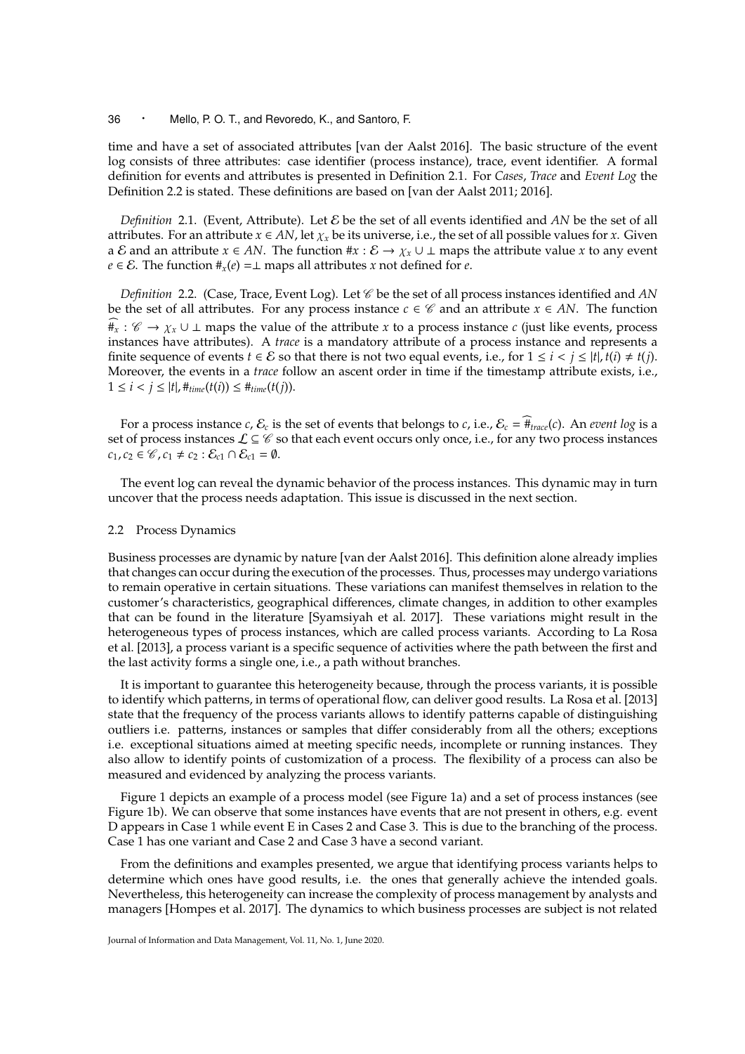time and have a set of associated attributes [van der Aalst 2016]. The basic structure of the event log consists of three attributes: case identifier (process instance), trace, event identifier. A formal definition for events and attributes is presented in Definition 2.1. For *Cases*, *Trace* and *Event Log* the Definition 2.2 is stated. These definitions are based on [van der Aalst 2011; 2016].

*Definition* 2.1. (Event, Attribute). Let $\mathcal{E}$ be the set of all events identified and $AN$ be the set of all attributes. For an attribute $x \in AN$, let $\chi_x$ be its universe, i.e., the set of all possible values for $x$. Given a $\mathcal{E}$ and an attribute $x \in AN$. The function $\#x : \mathcal{E} \rightarrow \chi_x \cup \perp$ maps the attribute value $x$ to any event $e \in \mathcal{E}$. The function $\#_x(e) = \perp$ maps all attributes $x$ not defined for $e$.

*Definition* 2.2. (Case, Trace, Event Log). Let $\mathscr{C}$ be the set of all process instances identified and $AN$ be the set of all attributes. For any process instance $c \in \mathscr{C}$ and an attribute $x \in AN$. The function $\widehat{\#_x} : \mathscr{C} \rightarrow \chi_x \cup \perp$ maps the value of the attribute $x$ to a process instance $c$ (just like events, process instances have attributes). A *trace* is a mandatory attribute of a process instance and represents a finite sequence of events $t \in \mathcal{E}$ so that there is not two equal events, i.e., for $1 \leq i < j \leq |t|, t(i) \neq t(j)$. Moreover, the events in a *trace* follow an ascent order in time if the timestamp attribute exists, i.e., $1 \leq i < j \leq |t|, \#_{time}(t(i)) \leq \#_{time}(t(j))$.

For a process instance $c$, $\mathcal{E}_c$ is the set of events that belongs to $c$, i.e., $\mathcal{E}_c = \widehat{\#}_{trace}(c)$. An *event log* is a set of process instances $\mathcal{L} \subseteq \mathscr{C}$ so that each event occurs only once, i.e., for any two process instances $c_1, c_2 \in \mathscr{C}, c_1 \neq c_2 : \mathcal{E}_{c1} \cap \mathcal{E}_{c1} = \emptyset$.

The event log can reveal the dynamic behavior of the process instances. This dynamic may in turn uncover that the process needs adaptation. This issue is discussed in the next section.

## 2.2 Process Dynamics

Business processes are dynamic by nature [van der Aalst 2016]. This definition alone already implies that changes can occur during the execution of the processes. Thus, processes may undergo variations to remain operative in certain situations. These variations can manifest themselves in relation to the customer's characteristics, geographical differences, climate changes, in addition to other examples that can be found in the literature [Syamsiyah et al. 2017]. These variations might result in the heterogeneous types of process instances, which are called process variants. According to La Rosa et al. [2013], a process variant is a specific sequence of activities where the path between the first and the last activity forms a single one, i.e., a path without branches.

It is important to guarantee this heterogeneity because, through the process variants, it is possible to identify which patterns, in terms of operational flow, can deliver good results. La Rosa et al. [2013] state that the frequency of the process variants allows to identify patterns capable of distinguishing outliers i.e. patterns, instances or samples that differ considerably from all the others; exceptions i.e. exceptional situations aimed at meeting specific needs, incomplete or running instances. They also allow to identify points of customization of a process. The flexibility of a process can also be measured and evidenced by analyzing the process variants.

Figure 1 depicts an example of a process model (see Figure 1a) and a set of process instances (see Figure 1b). We can observe that some instances have events that are not present in others, e.g. event D appears in Case 1 while event E in Cases 2 and Case 3. This is due to the branching of the process. Case 1 has one variant and Case 2 and Case 3 have a second variant.

From the definitions and examples presented, we argue that identifying process variants helps to determine which ones have good results, i.e. the ones that generally achieve the intended goals. Nevertheless, this heterogeneity can increase the complexity of process management by analysts and managers [Hompes et al. 2017]. The dynamics to which business processes are subject is not related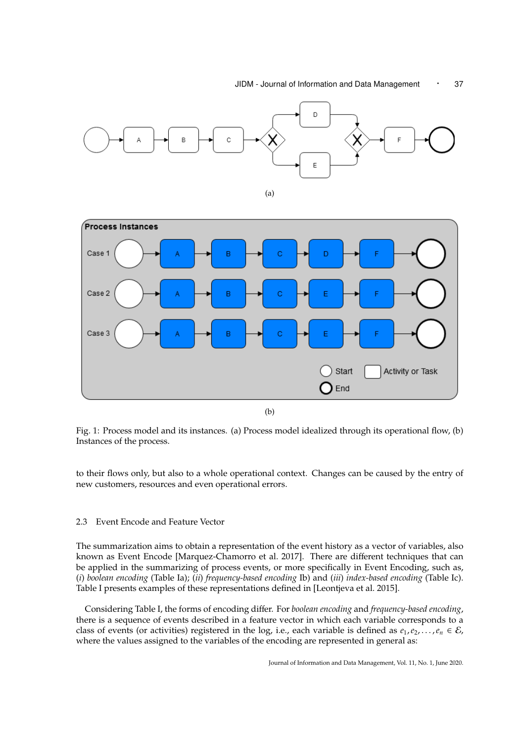(a)

(b)

Fig. 1: Process model and its instances. (a) Process model idealized through its operational flow, (b) Instances of the process.

to their flows only, but also to a whole operational context. Changes can be caused by the entry of new customers, resources and even operational errors.

### 2.3 Event Encode and Feature Vector

The summarization aims to obtain a representation of the event history as a vector of variables, also known as Event Encode [Marquez-Chamorro et al. 2017]. There are different techniques that can be applied in the summarizing of process events, or more specifically in Event Encoding, such as, (*i*) *boolean encoding* (Table Ia); (*ii*) *frequency-based encoding* Ib) and (*iii*) *index-based encoding* (Table Ic). Table I presents examples of these representations defined in [Leontjeva et al. 2015].

Considering Table I, the forms of encoding differ. For *boolean encoding* and *frequency-based encoding*, there is a sequence of events described in a feature vector in which each variable corresponds to a class of events (or activities) registered in the log, i.e., each variable is defined as $e_1, e_2, \ldots, e_n \in \mathcal{E}$, where the values assigned to the variables of the encoding are represented in general as: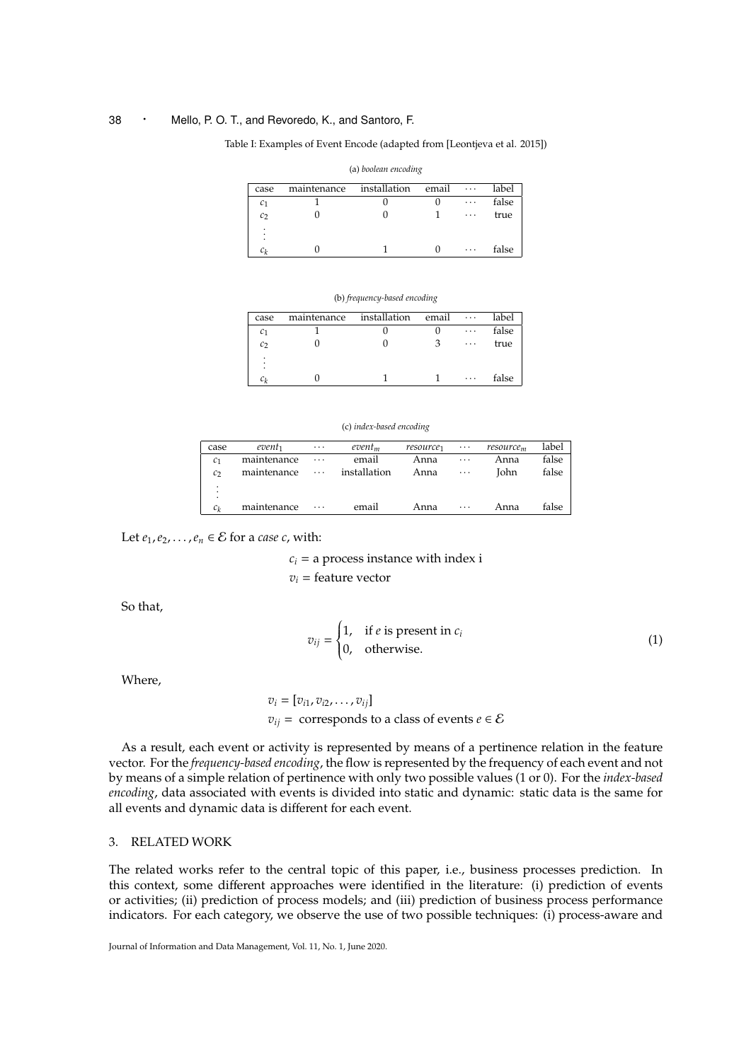Table I: Examples of Event Encode (adapted from [Leontjeva et al. 2015])

(a) *boolean encoding*

| case | maintenance | installation | email | $\cdots$ | label |
|---|---|---|---|---|---|
| $c_1$ | 1 | 0 | 0 | $\cdots$ | false |
| $c_2$ | 0 | 0 | 1 | $\cdots$ | true |
| $\vdots$ | | | | | |
| $c_k$ | 0 | 1 | 0 | $\cdots$ | false |

(b) *frequency-based encoding*

| case | maintenance | installation | email | $\cdots$ | label |
|---|---|---|---|---|---|
| $c_1$ | 1 | 0 | 0 | $\cdots$ | false |
| $c_2$ | 0 | 0 | 3 | $\cdots$ | true |
| $\vdots$ | | | | | |
| $c_k$ | 0 | 1 | 1 | $\cdots$ | false |

(c) *index-based encoding*

| case | $event_1$ | $\cdots$ | $event_m$ | $resource_1$ | $\cdots$ | $resource_m$ | label |
|---|---|---|---|---|---|---|---|
| $c_1$ | maintenance | $\cdots$ | email | Anna | $\cdots$ | Anna | false |
| $c_2$ | maintenance | $\cdots$ | installation | Anna | $\cdots$ | John | false |
| $\vdots$ | | | | | | | |
| $c_k$ | maintenance | $\cdots$ | email | Anna | $\cdots$ | Anna | false |

Let $e_1, e_2, \ldots, e_n \in \mathcal{E}$ for a *case* $c$, with:

$$c_i = \text{a process instance with index i}$$
$$v_i = \text{feature vector}$$

So that,

$$v_{ij} = \begin{cases} 1, & \text{if } e \text{ is present in } c_i \\ 0, & \text{otherwise.} \end{cases} \tag{1}$$

Where,

$$v_i = [v_{i1}, v_{i2}, \ldots, v_{ij}]$$
$$v_{ij} = \text{ corresponds to a class of events } e \in \mathcal{E}$$

As a result, each event or activity is represented by means of a pertinence relation in the feature vector. For the *frequency-based encoding*, the flow is represented by the frequency of each event and not by means of a simple relation of pertinence with only two possible values (1 or 0). For the *index-based encoding*, data associated with events is divided into static and dynamic: static data is the same for all events and dynamic data is different for each event.

## 3. RELATED WORK

The related works refer to the central topic of this paper, i.e., business processes prediction. In this context, some different approaches were identified in the literature: (i) prediction of events or activities; (ii) prediction of process models; and (iii) prediction of business process performance indicators. For each category, we observe the use of two possible techniques: (i) process-aware and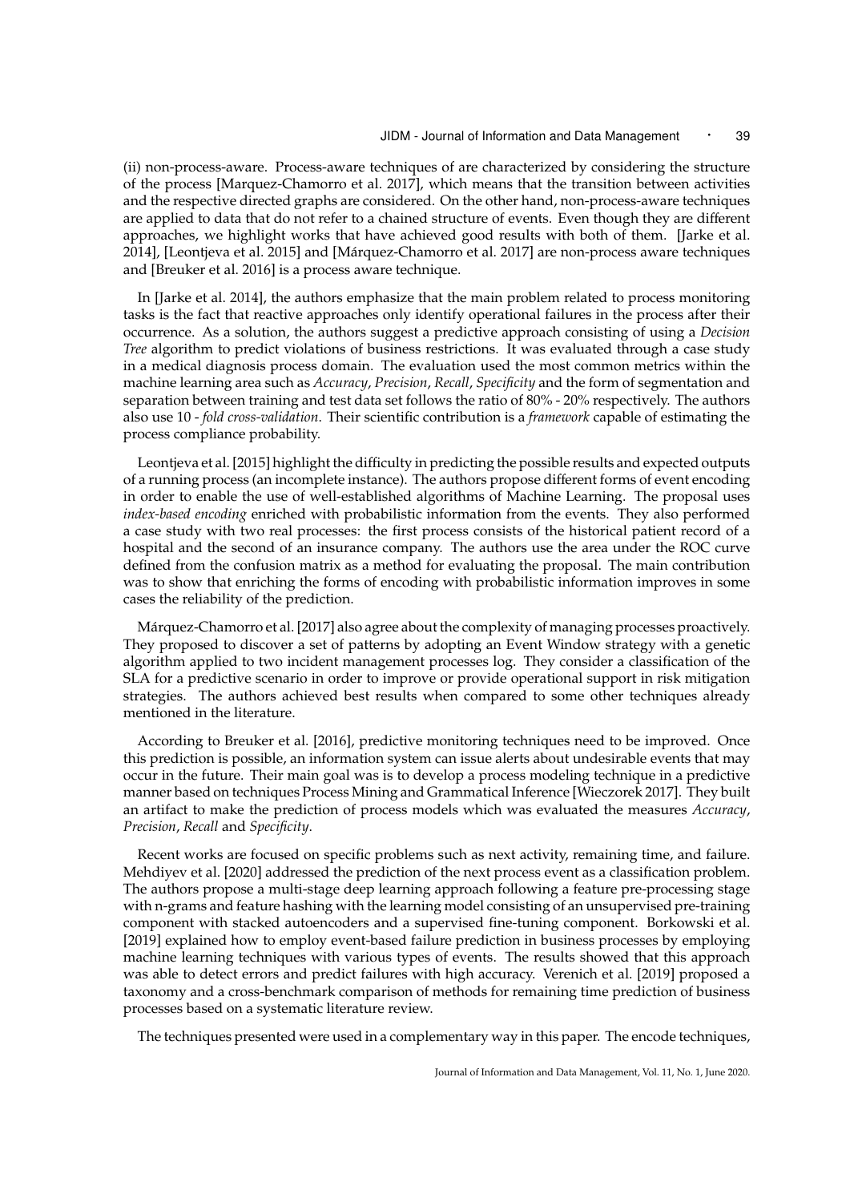(ii) non-process-aware. Process-aware techniques of are characterized by considering the structure of the process [Marquez-Chamorro et al. 2017], which means that the transition between activities and the respective directed graphs are considered. On the other hand, non-process-aware techniques are applied to data that do not refer to a chained structure of events. Even though they are different approaches, we highlight works that have achieved good results with both of them. [Jarke et al. 2014], [Leontjeva et al. 2015] and [Márquez-Chamorro et al. 2017] are non-process aware techniques and [Breuker et al. 2016] is a process aware technique.

In [Jarke et al. 2014], the authors emphasize that the main problem related to process monitoring tasks is the fact that reactive approaches only identify operational failures in the process after their occurrence. As a solution, the authors suggest a predictive approach consisting of using a *Decision Tree* algorithm to predict violations of business restrictions. It was evaluated through a case study in a medical diagnosis process domain. The evaluation used the most common metrics within the machine learning area such as *Accuracy*, *Precision*, *Recall*, *Specificity* and the form of segmentation and separation between training and test data set follows the ratio of 80% - 20% respectively. The authors also use 10 - *fold cross-validation*. Their scientific contribution is a *framework* capable of estimating the process compliance probability.

Leontjeva et al. [2015] highlight the difficulty in predicting the possible results and expected outputs of a running process (an incomplete instance). The authors propose different forms of event encoding in order to enable the use of well-established algorithms of Machine Learning. The proposal uses *index-based encoding* enriched with probabilistic information from the events. They also performed a case study with two real processes: the first process consists of the historical patient record of a hospital and the second of an insurance company. The authors use the area under the ROC curve defined from the confusion matrix as a method for evaluating the proposal. The main contribution was to show that enriching the forms of encoding with probabilistic information improves in some cases the reliability of the prediction.

Márquez-Chamorro et al. [2017] also agree about the complexity of managing processes proactively. They proposed to discover a set of patterns by adopting an Event Window strategy with a genetic algorithm applied to two incident management processes log. They consider a classification of the SLA for a predictive scenario in order to improve or provide operational support in risk mitigation strategies. The authors achieved best results when compared to some other techniques already mentioned in the literature.

According to Breuker et al. [2016], predictive monitoring techniques need to be improved. Once this prediction is possible, an information system can issue alerts about undesirable events that may occur in the future. Their main goal was is to develop a process modeling technique in a predictive manner based on techniques Process Mining and Grammatical Inference [Wieczorek 2017]. They built an artifact to make the prediction of process models which was evaluated the measures *Accuracy*, *Precision*, *Recall* and *Specificity*.

Recent works are focused on specific problems such as next activity, remaining time, and failure. Mehdiyev et al. [2020] addressed the prediction of the next process event as a classification problem. The authors propose a multi-stage deep learning approach following a feature pre-processing stage with n-grams and feature hashing with the learning model consisting of an unsupervised pre-training component with stacked autoencoders and a supervised fine-tuning component. Borkowski et al. [2019] explained how to employ event-based failure prediction in business processes by employing machine learning techniques with various types of events. The results showed that this approach was able to detect errors and predict failures with high accuracy. Verenich et al. [2019] proposed a taxonomy and a cross-benchmark comparison of methods for remaining time prediction of business processes based on a systematic literature review.

The techniques presented were used in a complementary way in this paper. The encode techniques,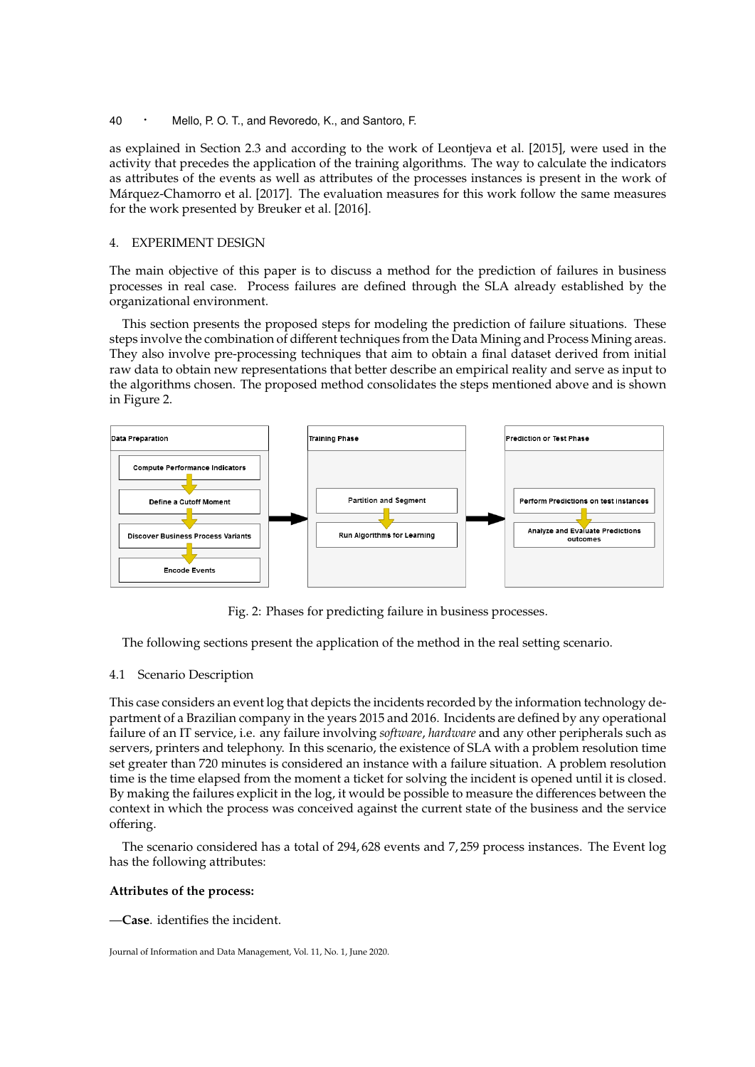as explained in Section 2.3 and according to the work of Leontjeva et al. [2015], were used in the activity that precedes the application of the training algorithms. The way to calculate the indicators as attributes of the events as well as attributes of the processes instances is present in the work of Márquez-Chamorro et al. [2017]. The evaluation measures for this work follow the same measures for the work presented by Breuker et al. [2016].

## 4. EXPERIMENT DESIGN

The main objective of this paper is to discuss a method for the prediction of failures in business processes in real case. Process failures are defined through the SLA already established by the organizational environment.

This section presents the proposed steps for modeling the prediction of failure situations. These steps involve the combination of different techniques from the Data Mining and Process Mining areas. They also involve pre-processing techniques that aim to obtain a final dataset derived from initial raw data to obtain new representations that better describe an empirical reality and serve as input to the algorithms chosen. The proposed method consolidates the steps mentioned above and is shown in Figure 2.

Data Preparation: Compute Performance Indicators → Define a Cutoff Moment → Discover Business Process Variants → Encode Events

Training Phase: Partition and Segment → Run Algorithms for Learning

Prediction or Test Phase: Perform Predictions on test instances → Analyze and Evaluate Predictions outcomes

Fig. 2: Phases for predicting failure in business processes.

The following sections present the application of the method in the real setting scenario.

### 4.1 Scenario Description

This case considers an event log that depicts the incidents recorded by the information technology department of a Brazilian company in the years 2015 and 2016. Incidents are defined by any operational failure of an IT service, i.e. any failure involving *software*, *hardware* and any other peripherals such as servers, printers and telephony. In this scenario, the existence of SLA with a problem resolution time set greater than 720 minutes is considered an instance with a failure situation. A problem resolution time is the time elapsed from the moment a ticket for solving the incident is opened until it is closed. By making the failures explicit in the log, it would be possible to measure the differences between the context in which the process was conceived against the current state of the business and the service offering.

The scenario considered has a total of 294,628 events and 7,259 process instances. The Event log has the following attributes:

**Attributes of the process:**

—**Case**. identifies the incident.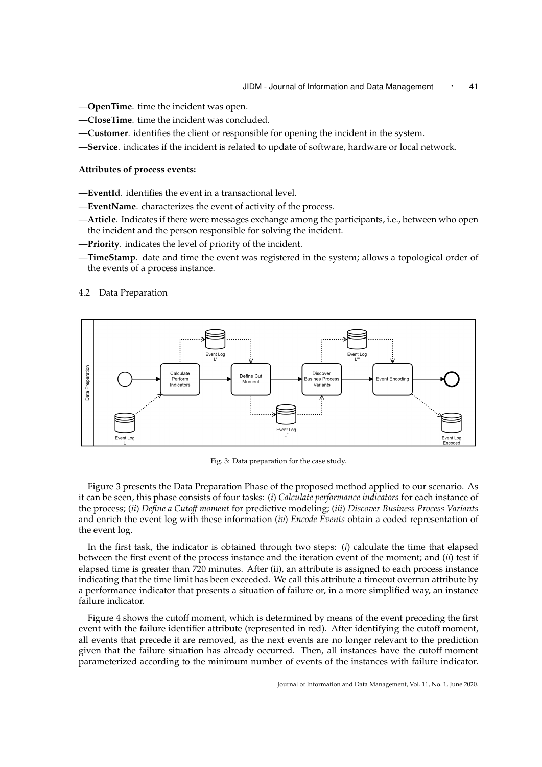—**OpenTime**. time the incident was open.

—**CloseTime**. time the incident was concluded.

—**Customer**. identifies the client or responsible for opening the incident in the system.

—**Service**. indicates if the incident is related to update of software, hardware or local network.

**Attributes of process events:**

—**EventId**. identifies the event in a transactional level.

—**EventName**. characterizes the event of activity of the process.

—**Article**. Indicates if there were messages exchange among the participants, i.e., between who open the incident and the person responsible for solving the incident.

—**Priority**. indicates the level of priority of the incident.

—**TimeStamp**. date and time the event was registered in the system; allows a topological order of the events of a process instance.

### 4.2 Data Preparation

Fig. 3: Data preparation for the case study.

Figure 3 presents the Data Preparation Phase of the proposed method applied to our scenario. As it can be seen, this phase consists of four tasks: (*i*) *Calculate performance indicators* for each instance of the process; (*ii*) *Define a Cutoff moment* for predictive modeling; (*iii*) *Discover Business Process Variants* and enrich the event log with these information (*iv*) *Encode Events* obtain a coded representation of the event log.

In the first task, the indicator is obtained through two steps: (*i*) calculate the time that elapsed between the first event of the process instance and the iteration event of the moment; and (*ii*) test if elapsed time is greater than 720 minutes. After (ii), an attribute is assigned to each process instance indicating that the time limit has been exceeded. We call this attribute a timeout overrun attribute by a performance indicator that presents a situation of failure or, in a more simplified way, an instance failure indicator.

Figure 4 shows the cutoff moment, which is determined by means of the event preceding the first event with the failure identifier attribute (represented in red). After identifying the cutoff moment, all events that precede it are removed, as the next events are no longer relevant to the prediction given that the failure situation has already occurred. Then, all instances have the cutoff moment parameterized according to the minimum number of events of the instances with failure indicator.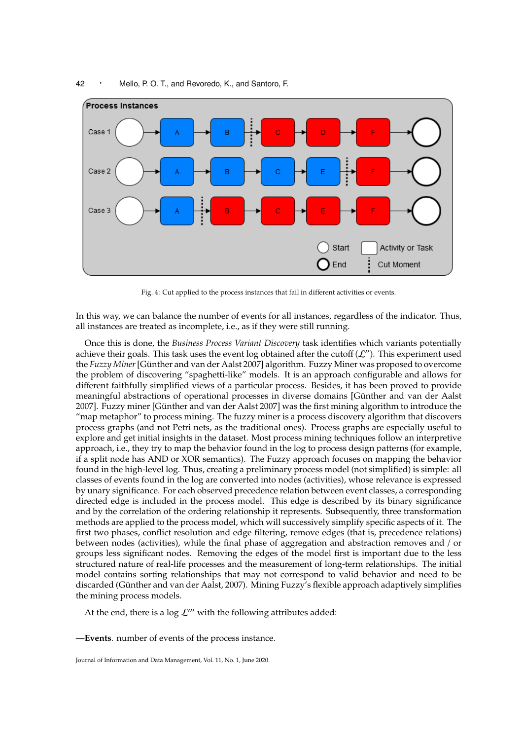Fig. 4: Cut applied to the process instances that fail in different activities or events.

In this way, we can balance the number of events for all instances, regardless of the indicator. Thus, all instances are treated as incomplete, i.e., as if they were still running.

Once this is done, the *Business Process Variant Discovery* task identifies which variants potentially achieve their goals. This task uses the event log obtained after the cutoff ($\mathcal{L}''$). This experiment used the *Fuzzy Miner* [Günther and van der Aalst 2007] algorithm. Fuzzy Miner was proposed to overcome the problem of discovering "spaghetti-like" models. It is an approach configurable and allows for different faithfully simplified views of a particular process. Besides, it has been proved to provide meaningful abstractions of operational processes in diverse domains [Günther and van der Aalst 2007]. Fuzzy miner [Günther and van der Aalst 2007] was the first mining algorithm to introduce the "map metaphor" to process mining. The fuzzy miner is a process discovery algorithm that discovers process graphs (and not Petri nets, as the traditional ones). Process graphs are especially useful to explore and get initial insights in the dataset. Most process mining techniques follow an interpretive approach, i.e., they try to map the behavior found in the log to process design patterns (for example, if a split node has AND or XOR semantics). The Fuzzy approach focuses on mapping the behavior found in the high-level log. Thus, creating a preliminary process model (not simplified) is simple: all classes of events found in the log are converted into nodes (activities), whose relevance is expressed by unary significance. For each observed precedence relation between event classes, a corresponding directed edge is included in the process model. This edge is described by its binary significance and by the correlation of the ordering relationship it represents. Subsequently, three transformation methods are applied to the process model, which will successively simplify specific aspects of it. The first two phases, conflict resolution and edge filtering, remove edges (that is, precedence relations) between nodes (activities), while the final phase of aggregation and abstraction removes and / or groups less significant nodes. Removing the edges of the model first is important due to the less structured nature of real-life processes and the measurement of long-term relationships. The initial model contains sorting relationships that may not correspond to valid behavior and need to be discarded (Günther and van der Aalst, 2007). Mining Fuzzy's flexible approach adaptively simplifies the mining process models.

At the end, there is a log $\mathcal{L}'''$ with the following attributes added:

—**Events**. number of events of the process instance.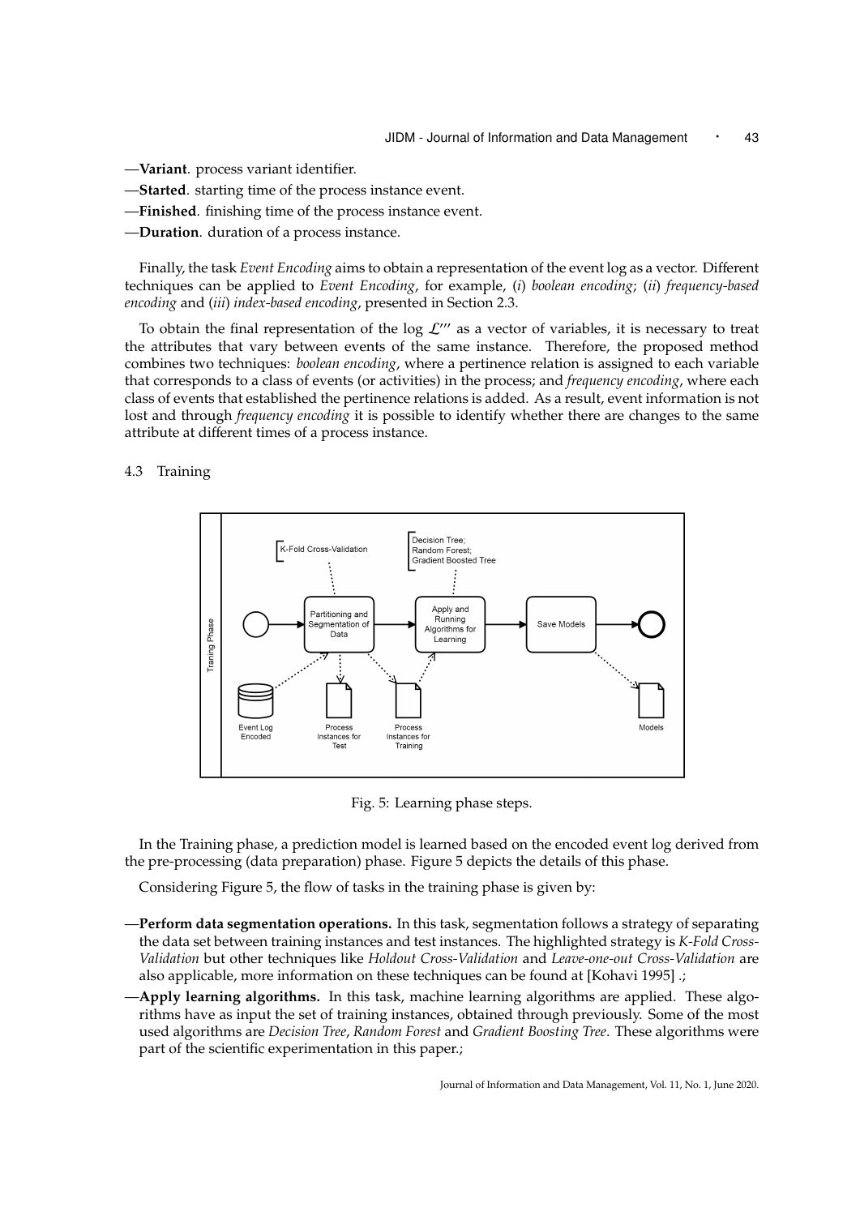—**Variant**. process variant identifier.

—**Started**. starting time of the process instance event.

—**Finished**. finishing time of the process instance event.

—**Duration**. duration of a process instance.

Finally, the task *Event Encoding* aims to obtain a representation of the event log as a vector. Different techniques can be applied to *Event Encoding*, for example, (*i*) *boolean encoding*; (*ii*) *frequency-based encoding* and (*iii*) *index-based encoding*, presented in Section 2.3.

To obtain the final representation of the log $\mathcal{L}'''$ as a vector of variables, it is necessary to treat the attributes that vary between events of the same instance. Therefore, the proposed method combines two techniques: *boolean encoding*, where a pertinence relation is assigned to each variable that corresponds to a class of events (or activities) in the process; and *frequency encoding*, where each class of events that established the pertinence relations is added. As a result, event information is not lost and through *frequency encoding* it is possible to identify whether there are changes to the same attribute at different times of a process instance.

### 4.3 Training

Fig. 5: Learning phase steps.

In the Training phase, a prediction model is learned based on the encoded event log derived from the pre-processing (data preparation) phase. Figure 5 depicts the details of this phase.

Considering Figure 5, the flow of tasks in the training phase is given by:

—**Perform data segmentation operations.** In this task, segmentation follows a strategy of separating the data set between training instances and test instances. The highlighted strategy is *K-Fold Cross-Validation* but other techniques like *Holdout Cross-Validation* and *Leave-one-out Cross-Validation* are also applicable, more information on these techniques can be found at [Kohavi 1995] .;

—**Apply learning algorithms.** In this task, machine learning algorithms are applied. These algorithms have as input the set of training instances, obtained through previously. Some of the most used algorithms are *Decision Tree*, *Random Forest* and *Gradient Boosting Tree*. These algorithms were part of the scientific experimentation in this paper.;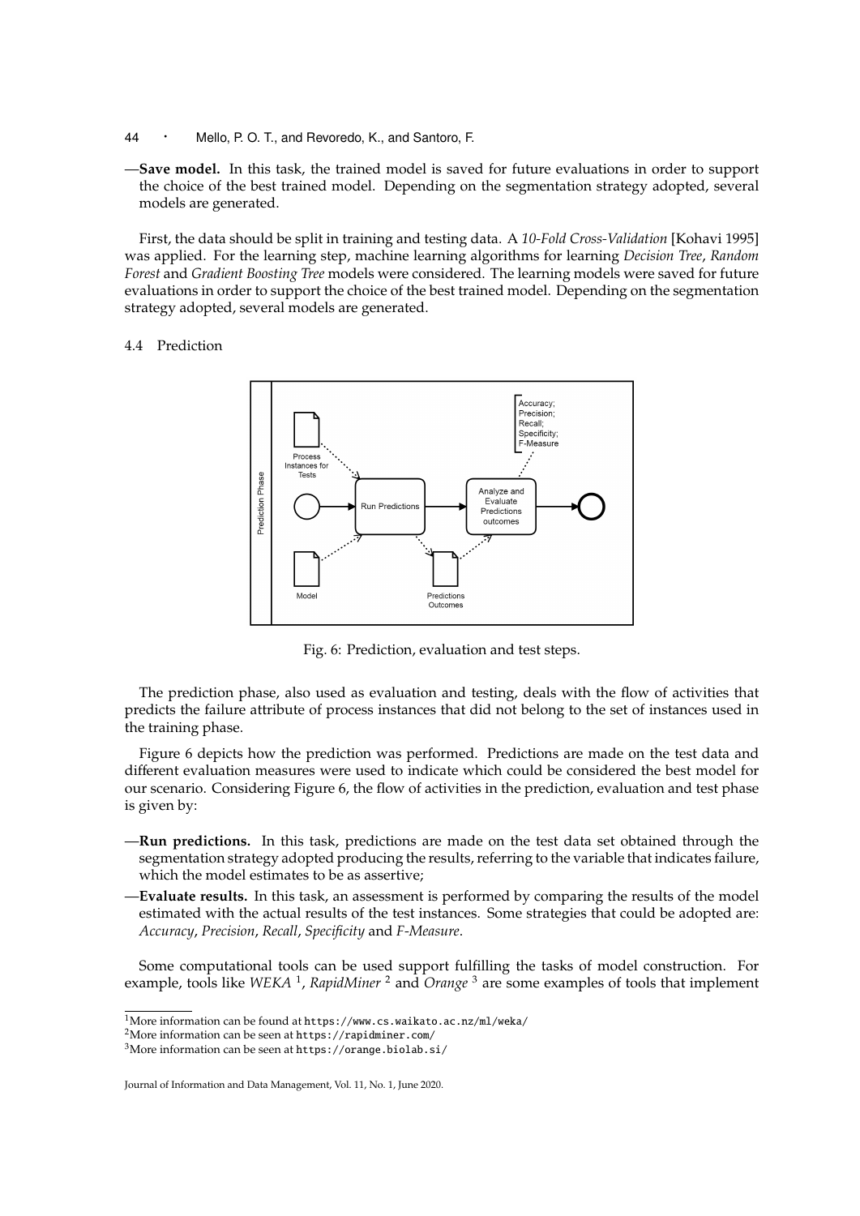—**Save model.** In this task, the trained model is saved for future evaluations in order to support the choice of the best trained model. Depending on the segmentation strategy adopted, several models are generated.

First, the data should be split in training and testing data. A *10-Fold Cross-Validation* [Kohavi 1995] was applied. For the learning step, machine learning algorithms for learning *Decision Tree*, *Random Forest* and *Gradient Boosting Tree* models were considered. The learning models were saved for future evaluations in order to support the choice of the best trained model. Depending on the segmentation strategy adopted, several models are generated.

### 4.4 Prediction

Fig. 6: Prediction, evaluation and test steps.

The prediction phase, also used as evaluation and testing, deals with the flow of activities that predicts the failure attribute of process instances that did not belong to the set of instances used in the training phase.

Figure 6 depicts how the prediction was performed. Predictions are made on the test data and different evaluation measures were used to indicate which could be considered the best model for our scenario. Considering Figure 6, the flow of activities in the prediction, evaluation and test phase is given by:

—**Run predictions.** In this task, predictions are made on the test data set obtained through the segmentation strategy adopted producing the results, referring to the variable that indicates failure, which the model estimates to be as assertive;

—**Evaluate results.** In this task, an assessment is performed by comparing the results of the model estimated with the actual results of the test instances. Some strategies that could be adopted are: *Accuracy*, *Precision*, *Recall*, *Specificity* and *F-Measure*.

Some computational tools can be used support fulfilling the tasks of model construction. For example, tools like *WEKA* [1], *RapidMiner* [2] and *Orange* [3] are some examples of tools that implement

[1] More information can be found at https://www.cs.waikato.ac.nz/ml/weka/

[2] More information can be seen at https://rapidminer.com/

[3] More information can be seen at https://orange.biolab.si/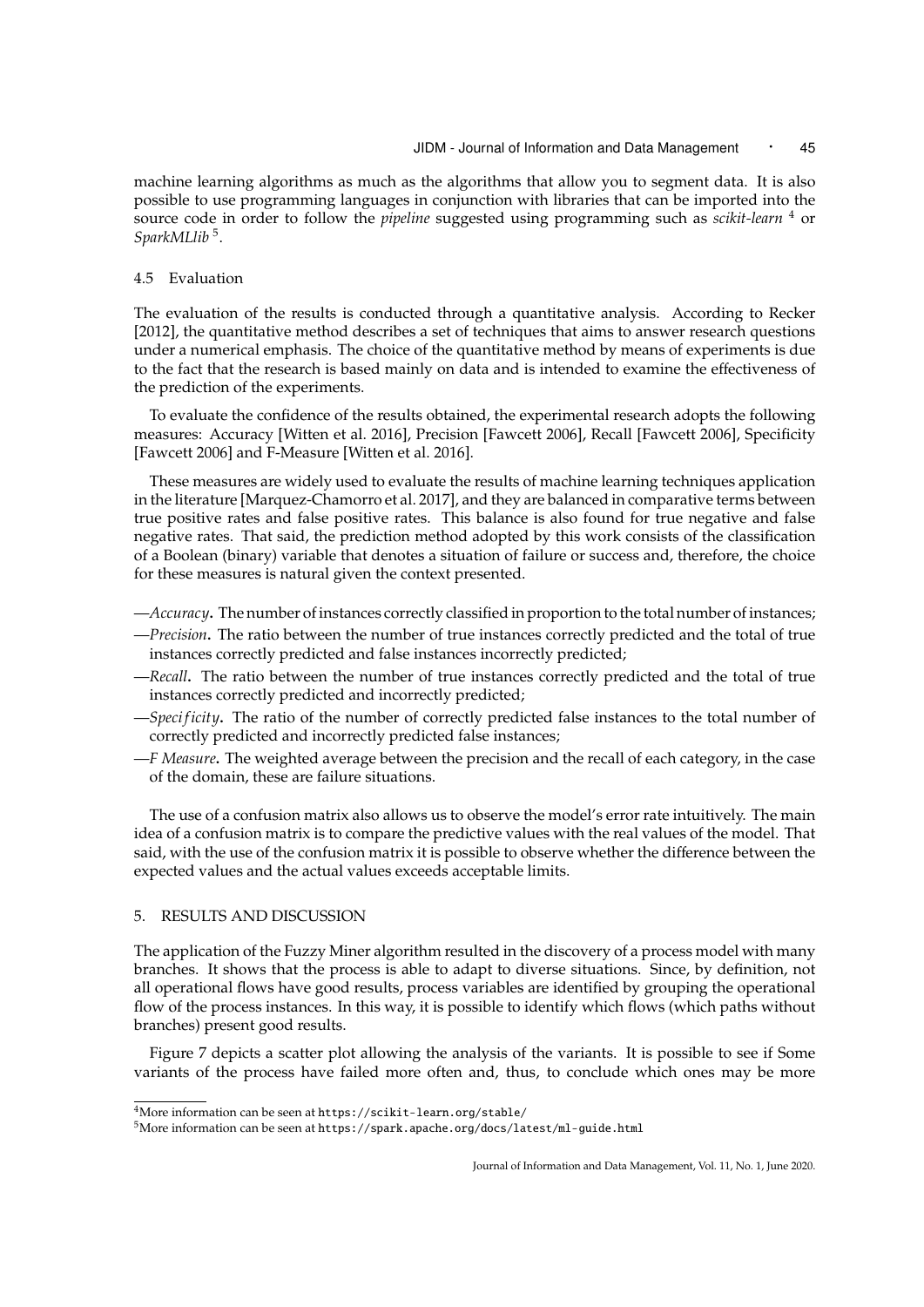machine learning algorithms as much as the algorithms that allow you to segment data. It is also possible to use programming languages in conjunction with libraries that can be imported into the source code in order to follow the *pipeline* suggested using programming such as *scikit-learn* [4] or *SparkMLlib* [5].

### 4.5 Evaluation

The evaluation of the results is conducted through a quantitative analysis. According to Recker [2012], the quantitative method describes a set of techniques that aims to answer research questions under a numerical emphasis. The choice of the quantitative method by means of experiments is due to the fact that the research is based mainly on data and is intended to examine the effectiveness of the prediction of the experiments.

To evaluate the confidence of the results obtained, the experimental research adopts the following measures: Accuracy [Witten et al. 2016], Precision [Fawcett 2006], Recall [Fawcett 2006], Specificity [Fawcett 2006] and F-Measure [Witten et al. 2016].

These measures are widely used to evaluate the results of machine learning techniques application in the literature [Marquez-Chamorro et al. 2017], and they are balanced in comparative terms between true positive rates and false positive rates. This balance is also found for true negative and false negative rates. That said, the prediction method adopted by this work consists of the classification of a Boolean (binary) variable that denotes a situation of failure or success and, therefore, the choice for these measures is natural given the context presented.

- —*Accuracy*. The number of instances correctly classified in proportion to the total number of instances;
- —*Precision*. The ratio between the number of true instances correctly predicted and the total of true instances correctly predicted and false instances incorrectly predicted;
- —*Recall*. The ratio between the number of true instances correctly predicted and the total of true instances correctly predicted and incorrectly predicted;
- —*Specificity*. The ratio of the number of correctly predicted false instances to the total number of correctly predicted and incorrectly predicted false instances;
- —*F Measure*. The weighted average between the precision and the recall of each category, in the case of the domain, these are failure situations.

The use of a confusion matrix also allows us to observe the model's error rate intuitively. The main idea of a confusion matrix is to compare the predictive values with the real values of the model. That said, with the use of the confusion matrix it is possible to observe whether the difference between the expected values and the actual values exceeds acceptable limits.

## 5. RESULTS AND DISCUSSION

The application of the Fuzzy Miner algorithm resulted in the discovery of a process model with many branches. It shows that the process is able to adapt to diverse situations. Since, by definition, not all operational flows have good results, process variables are identified by grouping the operational flow of the process instances. In this way, it is possible to identify which flows (which paths without branches) present good results.

Figure 7 depicts a scatter plot allowing the analysis of the variants. It is possible to see if Some variants of the process have failed more often and, thus, to conclude which ones may be more

[4] More information can be seen at https://scikit-learn.org/stable/

[5] More information can be seen at https://spark.apache.org/docs/latest/ml-guide.html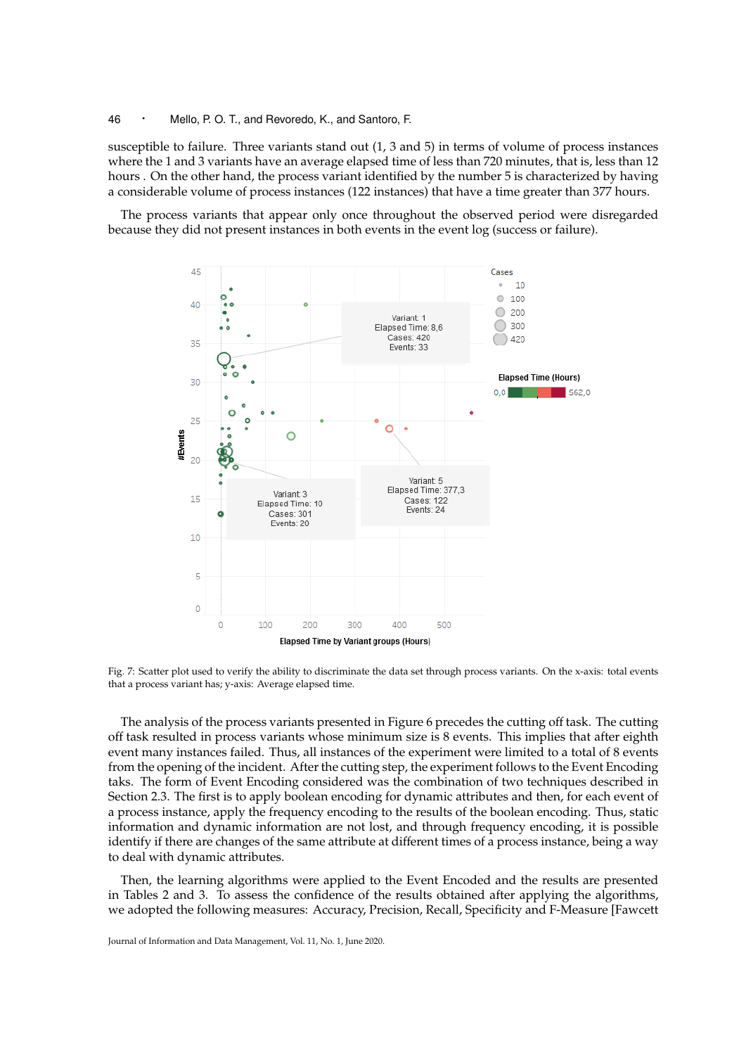susceptible to failure. Three variants stand out (1, 3 and 5) in terms of volume of process instances where the 1 and 3 variants have an average elapsed time of less than 720 minutes, that is, less than 12 hours . On the other hand, the process variant identified by the number 5 is characterized by having a considerable volume of process instances (122 instances) that have a time greater than 377 hours.

The process variants that appear only once throughout the observed period were disregarded because they did not present instances in both events in the event log (success or failure).

Fig. 7: Scatter plot used to verify the ability to discriminate the data set through process variants. On the x-axis: total events that a process variant has; y-axis: Average elapsed time.

The analysis of the process variants presented in Figure 6 precedes the cutting off task. The cutting off task resulted in process variants whose minimum size is 8 events. This implies that after eighth event many instances failed. Thus, all instances of the experiment were limited to a total of 8 events from the opening of the incident. After the cutting step, the experiment follows to the Event Encoding taks. The form of Event Encoding considered was the combination of two techniques described in Section 2.3. The first is to apply boolean encoding for dynamic attributes and then, for each event of a process instance, apply the frequency encoding to the results of the boolean encoding. Thus, static information and dynamic information are not lost, and through frequency encoding, it is possible identify if there are changes of the same attribute at different times of a process instance, being a way to deal with dynamic attributes.

Then, the learning algorithms were applied to the Event Encoded and the results are presented in Tables 2 and 3. To assess the confidence of the results obtained after applying the algorithms, we adopted the following measures: Accuracy, Precision, Recall, Specificity and F-Measure [Fawcett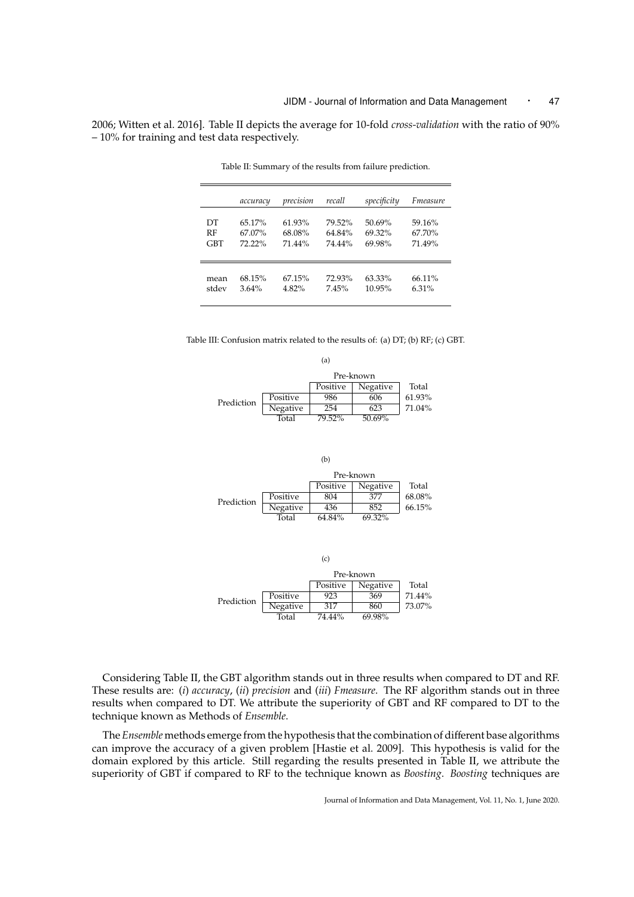2006; Witten et al. 2016]. Table II depicts the average for 10-fold *cross-validation* with the ratio of 90% – 10% for training and test data respectively.

Table II: Summary of the results from failure prediction.

| | *accuracy* | *precision* | *recall* | *specificity* | *Fmeasure* |
|---|---|---|---|---|---|
| DT | 65.17% | 61.93% | 79.52% | 50.69% | 59.16% |
| RF | 67.07% | 68.08% | 64.84% | 69.32% | 67.70% |
| GBT | 72.22% | 71.44% | 74.44% | 69.98% | 71.49% |
| mean | 68.15% | 67.15% | 72.93% | 63.33% | 66.11% |
| stdev | 3.64% | 4.82% | 7.45% | 10.95% | 6.31% |

Table III: Confusion matrix related to the results of: (a) DT; (b) RF; (c) GBT.

(a)

| | | Pre-known | | |
|---|---|---|---|---|
| | | Positive | Negative | Total |
| Prediction | Positive | 986 | 606 | 61.93% |
| | Negative | 254 | 623 | 71.04% |
| | Total | 79.52% | 50.69% | |

(b)

| | | Pre-known | | |
|---|---|---|---|---|
| | | Positive | Negative | Total |
| Prediction | Positive | 804 | 377 | 68.08% |
| | Negative | 436 | 852 | 66.15% |
| | Total | 64.84% | 69.32% | |

(c)

| | | Pre-known | | |
|---|---|---|---|---|
| | | Positive | Negative | Total |
| Prediction | Positive | 923 | 369 | 71.44% |
| | Negative | 317 | 860 | 73.07% |
| | Total | 74.44% | 69.98% | |

Considering Table II, the GBT algorithm stands out in three results when compared to DT and RF. These results are: (*i*) *accuracy*, (*ii*) *precision* and (*iii*) *Fmeasure*. The RF algorithm stands out in three results when compared to DT. We attribute the superiority of GBT and RF compared to DT to the technique known as Methods of *Ensemble*.

The *Ensemble* methods emerge from the hypothesis that the combination of different base algorithms can improve the accuracy of a given problem [Hastie et al. 2009]. This hypothesis is valid for the domain explored by this article. Still regarding the results presented in Table II, we attribute the superiority of GBT if compared to RF to the technique known as *Boosting*. *Boosting* techniques are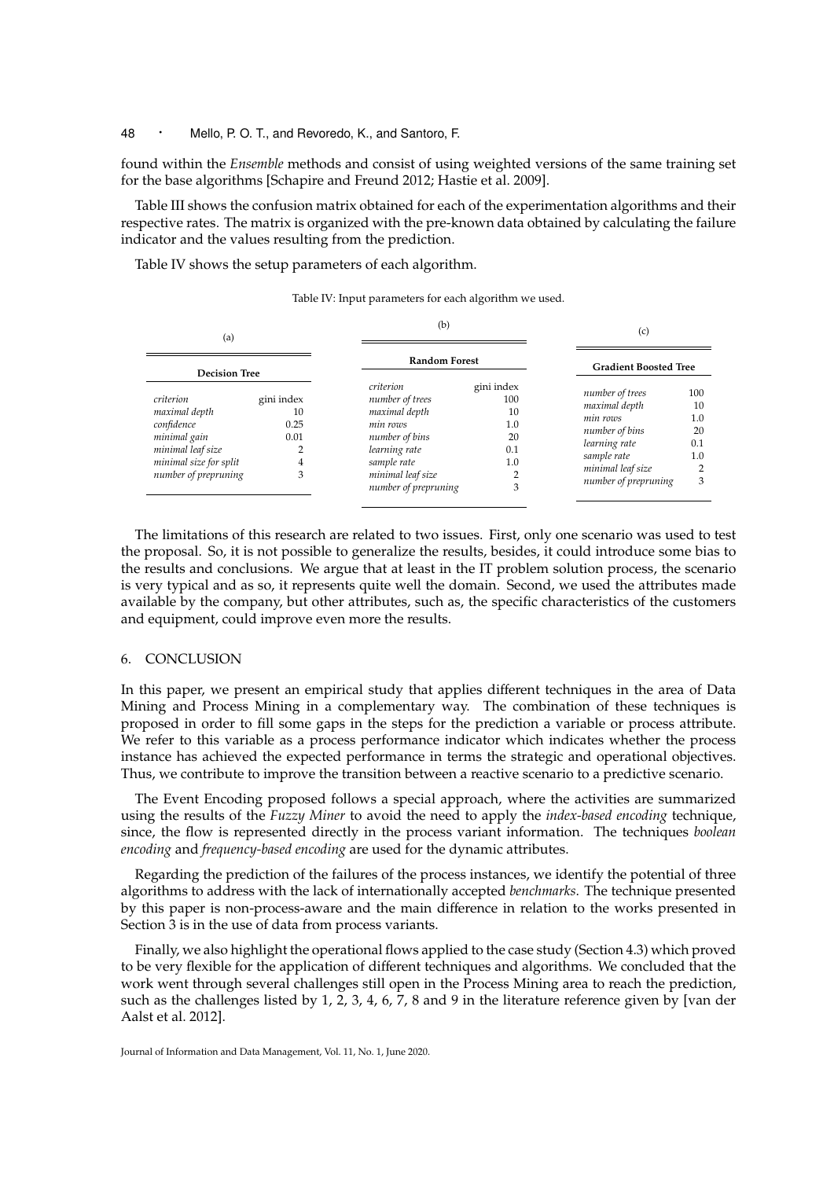found within the *Ensemble* methods and consist of using weighted versions of the same training set for the base algorithms [Schapire and Freund 2012; Hastie et al. 2009].

Table III shows the confusion matrix obtained for each of the experimentation algorithms and their respective rates. The matrix is organized with the pre-known data obtained by calculating the failure indicator and the values resulting from the prediction.

Table IV shows the setup parameters of each algorithm.

Table IV: Input parameters for each algorithm we used.

(a)

| Decision Tree | |
|---|---|
| *criterion* | gini index |
| *maximal depth* | 10 |
| *confidence* | 0.25 |
| *minimal gain* | 0.01 |
| *minimal leaf size* | 2 |
| *minimal size for split* | 4 |
| *number of prepruning* | 3 |

(b)

| Random Forest | |
|---|---|
| *criterion* | gini index |
| *number of trees* | 100 |
| *maximal depth* | 10 |
| *min rows* | 1.0 |
| *number of bins* | 20 |
| *learning rate* | 0.1 |
| *sample rate* | 1.0 |
| *minimal leaf size* | 2 |
| *number of prepruning* | 3 |

(c)

| Gradient Boosted Tree | |
|---|---|
| *number of trees* | 100 |
| *maximal depth* | 10 |
| *min rows* | 1.0 |
| *number of bins* | 20 |
| *learning rate* | 0.1 |
| *sample rate* | 1.0 |
| *minimal leaf size* | 2 |
| *number of prepruning* | 3 |

The limitations of this research are related to two issues. First, only one scenario was used to test the proposal. So, it is not possible to generalize the results, besides, it could introduce some bias to the results and conclusions. We argue that at least in the IT problem solution process, the scenario is very typical and as so, it represents quite well the domain. Second, we used the attributes made available by the company, but other attributes, such as, the specific characteristics of the customers and equipment, could improve even more the results.

## 6. CONCLUSION

In this paper, we present an empirical study that applies different techniques in the area of Data Mining and Process Mining in a complementary way. The combination of these techniques is proposed in order to fill some gaps in the steps for the prediction a variable or process attribute. We refer to this variable as a process performance indicator which indicates whether the process instance has achieved the expected performance in terms the strategic and operational objectives. Thus, we contribute to improve the transition between a reactive scenario to a predictive scenario.

The Event Encoding proposed follows a special approach, where the activities are summarized using the results of the *Fuzzy Miner* to avoid the need to apply the *index-based encoding* technique, since, the flow is represented directly in the process variant information. The techniques *boolean encoding* and *frequency-based encoding* are used for the dynamic attributes.

Regarding the prediction of the failures of the process instances, we identify the potential of three algorithms to address with the lack of internationally accepted *benchmarks*. The technique presented by this paper is non-process-aware and the main difference in relation to the works presented in Section 3 is in the use of data from process variants.

Finally, we also highlight the operational flows applied to the case study (Section 4.3) which proved to be very flexible for the application of different techniques and algorithms. We concluded that the work went through several challenges still open in the Process Mining area to reach the prediction, such as the challenges listed by 1, 2, 3, 4, 6, 7, 8 and 9 in the literature reference given by [van der Aalst et al. 2012].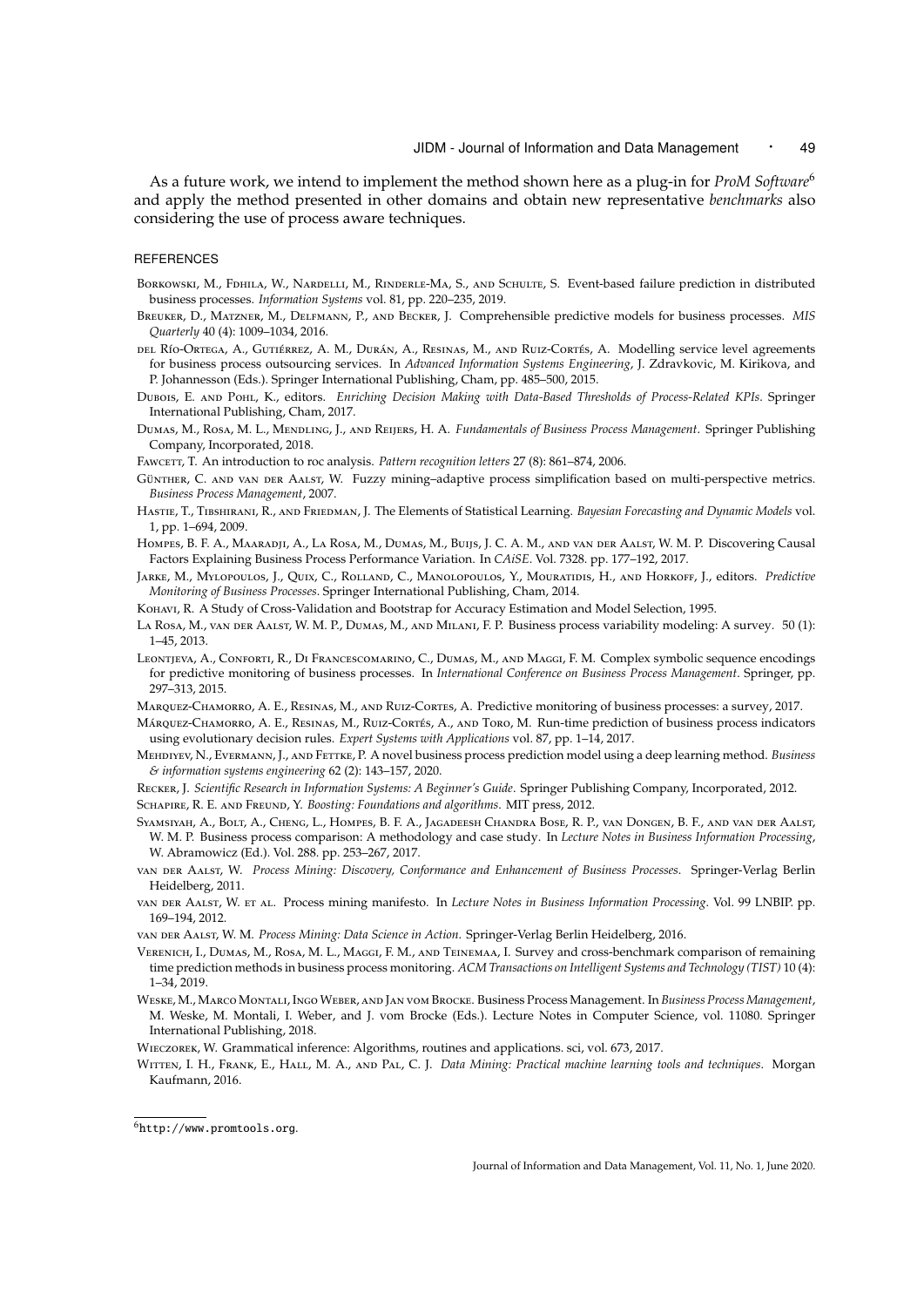As a future work, we intend to implement the method shown here as a plug-in for *ProM Software*[6] and apply the method presented in other domains and obtain new representative *benchmarks* also considering the use of process aware techniques.

## REFERENCES

Borkowski, M., Fdhila, W., Nardelli, M., Rinderle-Ma, S., and Schulte, S. Event-based failure prediction in distributed business processes. *Information Systems* vol. 81, pp. 220–235, 2019.

Breuker, D., Matzner, M., Delfmann, P., and Becker, J. Comprehensible predictive models for business processes. *MIS Quarterly* 40 (4): 1009–1034, 2016.

del Río-Ortega, A., Gutiérrez, A. M., Durán, A., Resinas, M., and Ruiz-Cortés, A. Modelling service level agreements for business process outsourcing services. In *Advanced Information Systems Engineering*, J. Zdravkovic, M. Kirikova, and P. Johannesson (Eds.). Springer International Publishing, Cham, pp. 485–500, 2015.

Dubois, E. and Pohl, K., editors. *Enriching Decision Making with Data-Based Thresholds of Process-Related KPIs*. Springer International Publishing, Cham, 2017.

Dumas, M., Rosa, M. L., Mendling, J., and Reijers, H. A. *Fundamentals of Business Process Management*. Springer Publishing Company, Incorporated, 2018.

Fawcett, T. An introduction to roc analysis. *Pattern recognition letters* 27 (8): 861–874, 2006.

Günther, C. and van der Aalst, W. Fuzzy mining–adaptive process simplification based on multi-perspective metrics. *Business Process Management*, 2007.

Hastie, T., Tibshirani, R., and Friedman, J. The Elements of Statistical Learning. *Bayesian Forecasting and Dynamic Models* vol. 1, pp. 1–694, 2009.

Hompes, B. F. A., Maaradji, A., La Rosa, M., Dumas, M., Buijs, J. C. A. M., and van der Aalst, W. M. P. Discovering Causal Factors Explaining Business Process Performance Variation. In *CAiSE*. Vol. 7328. pp. 177–192, 2017.

Jarke, M., Mylopoulos, J., Quix, C., Rolland, C., Manolopoulos, Y., Mouratidis, H., and Horkoff, J., editors. *Predictive Monitoring of Business Processes*. Springer International Publishing, Cham, 2014.

Kohavi, R. A Study of Cross-Validation and Bootstrap for Accuracy Estimation and Model Selection, 1995.

La Rosa, M., van der Aalst, W. M. P., Dumas, M., and Milani, F. P. Business process variability modeling: A survey. 50 (1): 1–45, 2013.

Leontjeva, A., Conforti, R., Di Francescomarino, C., Dumas, M., and Maggi, F. M. Complex symbolic sequence encodings for predictive monitoring of business processes. In *International Conference on Business Process Management*. Springer, pp. 297–313, 2015.

Marquez-Chamorro, A. E., Resinas, M., and Ruiz-Cortes, A. Predictive monitoring of business processes: a survey, 2017.

Márquez-Chamorro, A. E., Resinas, M., Ruiz-Cortés, A., and Toro, M. Run-time prediction of business process indicators using evolutionary decision rules. *Expert Systems with Applications* vol. 87, pp. 1–14, 2017.

Mehdiyev, N., Evermann, J., and Fettke, P. A novel business process prediction model using a deep learning method. *Business & information systems engineering* 62 (2): 143–157, 2020.

Recker, J. *Scientific Research in Information Systems: A Beginner's Guide*. Springer Publishing Company, Incorporated, 2012.

Schapire, R. E. and Freund, Y. *Boosting: Foundations and algorithms*. MIT press, 2012.

Syamsiyah, A., Bolt, A., Cheng, L., Hompes, B. F. A., Jagadeesh Chandra Bose, R. P., van Dongen, B. F., and van der Aalst, W. M. P. Business process comparison: A methodology and case study. In *Lecture Notes in Business Information Processing*, W. Abramowicz (Ed.). Vol. 288. pp. 253–267, 2017.

van der Aalst, W. *Process Mining: Discovery, Conformance and Enhancement of Business Processes*. Springer-Verlag Berlin Heidelberg, 2011.

van der Aalst, W. et al. Process mining manifesto. In *Lecture Notes in Business Information Processing*. Vol. 99 LNBIP. pp. 169–194, 2012.

van der Aalst, W. M. *Process Mining: Data Science in Action*. Springer-Verlag Berlin Heidelberg, 2016.

Verenich, I., Dumas, M., Rosa, M. L., Maggi, F. M., and Teinemaa, I. Survey and cross-benchmark comparison of remaining time prediction methods in business process monitoring. *ACM Transactions on Intelligent Systems and Technology (TIST)* 10 (4): 1–34, 2019.

Weske, M., Marco Montali, Ingo Weber, and Jan vom Brocke. Business Process Management. In *Business Process Management*, M. Weske, M. Montali, I. Weber, and J. vom Brocke (Eds.). Lecture Notes in Computer Science, vol. 11080. Springer International Publishing, 2018.

Wieczorek, W. Grammatical inference: Algorithms, routines and applications. sci, vol. 673, 2017.

Witten, I. H., Frank, E., Hall, M. A., and Pal, C. J. *Data Mining: Practical machine learning tools and techniques*. Morgan Kaufmann, 2016.

[6] http://www.promtools.org.